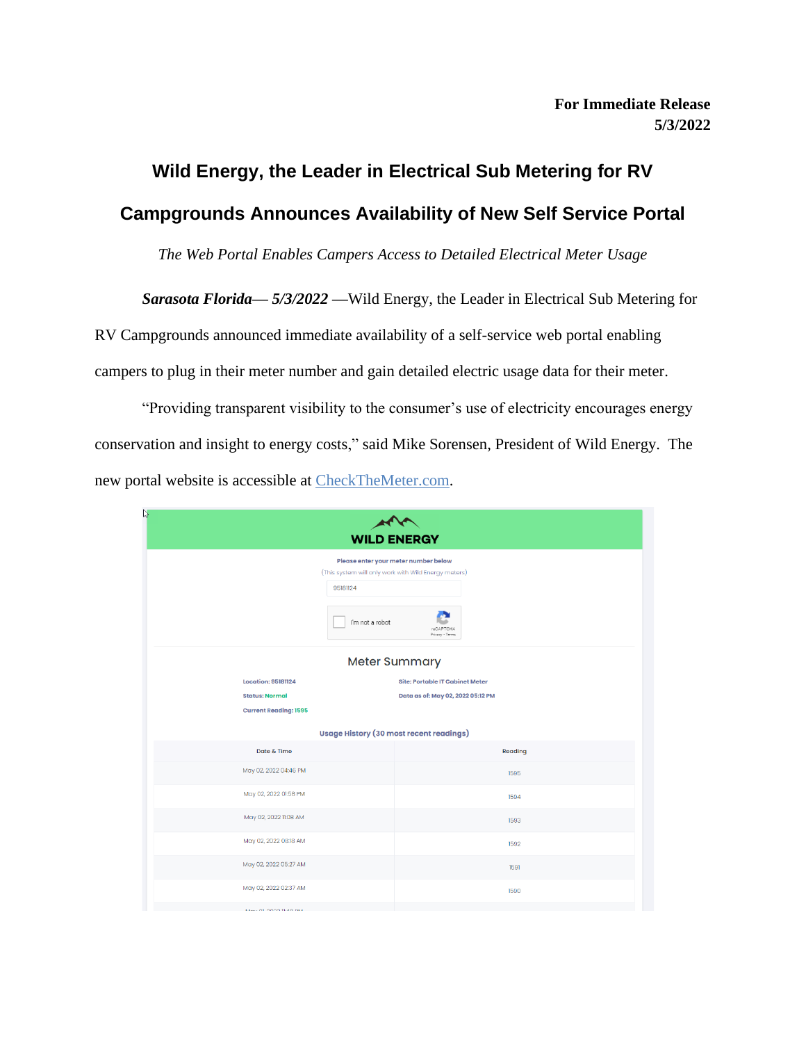**For Immediate Release**
**5/3/2022**

# Wild Energy, the Leader in Electrical Sub Metering for RV Campgrounds Announces Availability of New Self Service Portal

*The Web Portal Enables Campers Access to Detailed Electrical Meter Usage*

***Sarasota Florida— 5/3/2022*** —Wild Energy, the Leader in Electrical Sub Metering for RV Campgrounds announced immediate availability of a self-service web portal enabling campers to plug in their meter number and gain detailed electric usage data for their meter.

"Providing transparent visibility to the consumer's use of electricity encourages energy conservation and insight to energy costs," said Mike Sorensen, President of Wild Energy. The new portal website is accessible at [CheckTheMeter.com](CheckTheMeter.com).

WILD ENERGY

Please enter your meter number below

(This system will only work with Wild Energy meters)

95181124

I'm not a robot

Meter Summary

Location: 95181124

Status: Normal

Current Reading: 1595

Site: Portable IT Cabinet Meter

Data as of: May 02, 2022 05:12 PM

Usage History (30 most recent readings)

| Date & Time | Reading |
|---|---|
| May 02, 2022 04:46 PM | 1595 |
| May 02, 2022 01:58 PM | 1594 |
| May 02, 2022 11:08 AM | 1593 |
| May 02, 2022 08:18 AM | 1592 |
| May 02, 2022 05:27 AM | 1591 |
| May 02, 2022 02:37 AM | 1590 |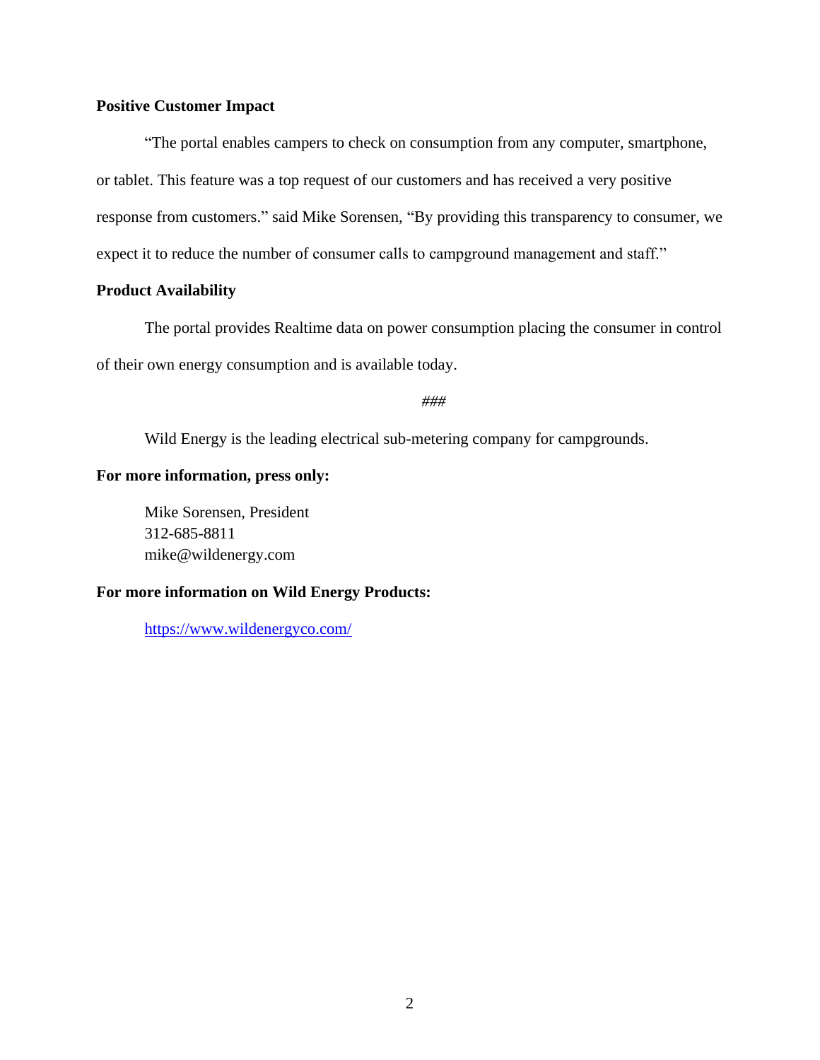**Positive Customer Impact**

"The portal enables campers to check on consumption from any computer, smartphone, or tablet. This feature was a top request of our customers and has received a very positive response from customers." said Mike Sorensen, "By providing this transparency to consumer, we expect it to reduce the number of consumer calls to campground management and staff."

**Product Availability**

The portal provides Realtime data on power consumption placing the consumer in control of their own energy consumption and is available today.

###

Wild Energy is the leading electrical sub-metering company for campgrounds.

**For more information, press only:**

Mike Sorensen, President
312-685-8811
mike@wildenergy.com

**For more information on Wild Energy Products:**

https://www.wildenergyco.com/